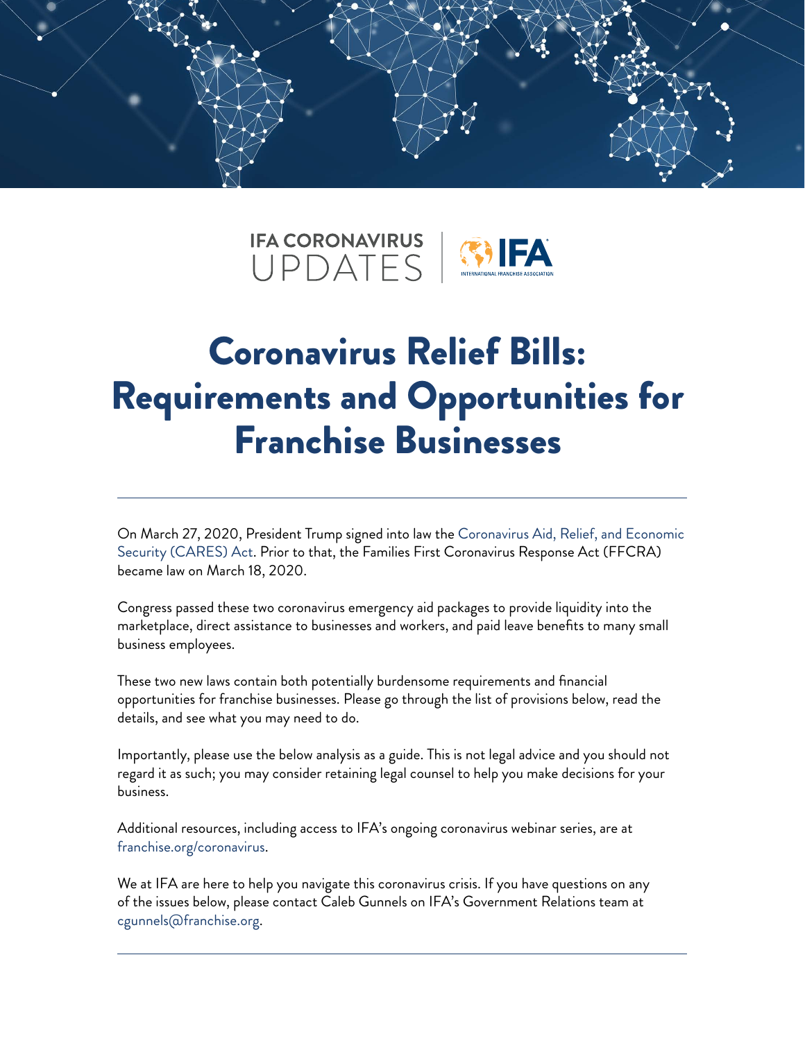IFA CORONAVIRUS UPDATES | IFA INTERNATIONAL FRANCHISE ASSOCIATION

# Coronavirus Relief Bills: Requirements and Opportunities for Franchise Businesses

On March 27, 2020, President Trump signed into law the Coronavirus Aid, Relief, and Economic Security (CARES) Act. Prior to that, the Families First Coronavirus Response Act (FFCRA) became law on March 18, 2020.

Congress passed these two coronavirus emergency aid packages to provide liquidity into the marketplace, direct assistance to businesses and workers, and paid leave benefits to many small business employees.

These two new laws contain both potentially burdensome requirements and financial opportunities for franchise businesses. Please go through the list of provisions below, read the details, and see what you may need to do.

Importantly, please use the below analysis as a guide. This is not legal advice and you should not regard it as such; you may consider retaining legal counsel to help you make decisions for your business.

Additional resources, including access to IFA's ongoing coronavirus webinar series, are at franchise.org/coronavirus.

We at IFA are here to help you navigate this coronavirus crisis. If you have questions on any of the issues below, please contact Caleb Gunnels on IFA's Government Relations team at cgunnels@franchise.org.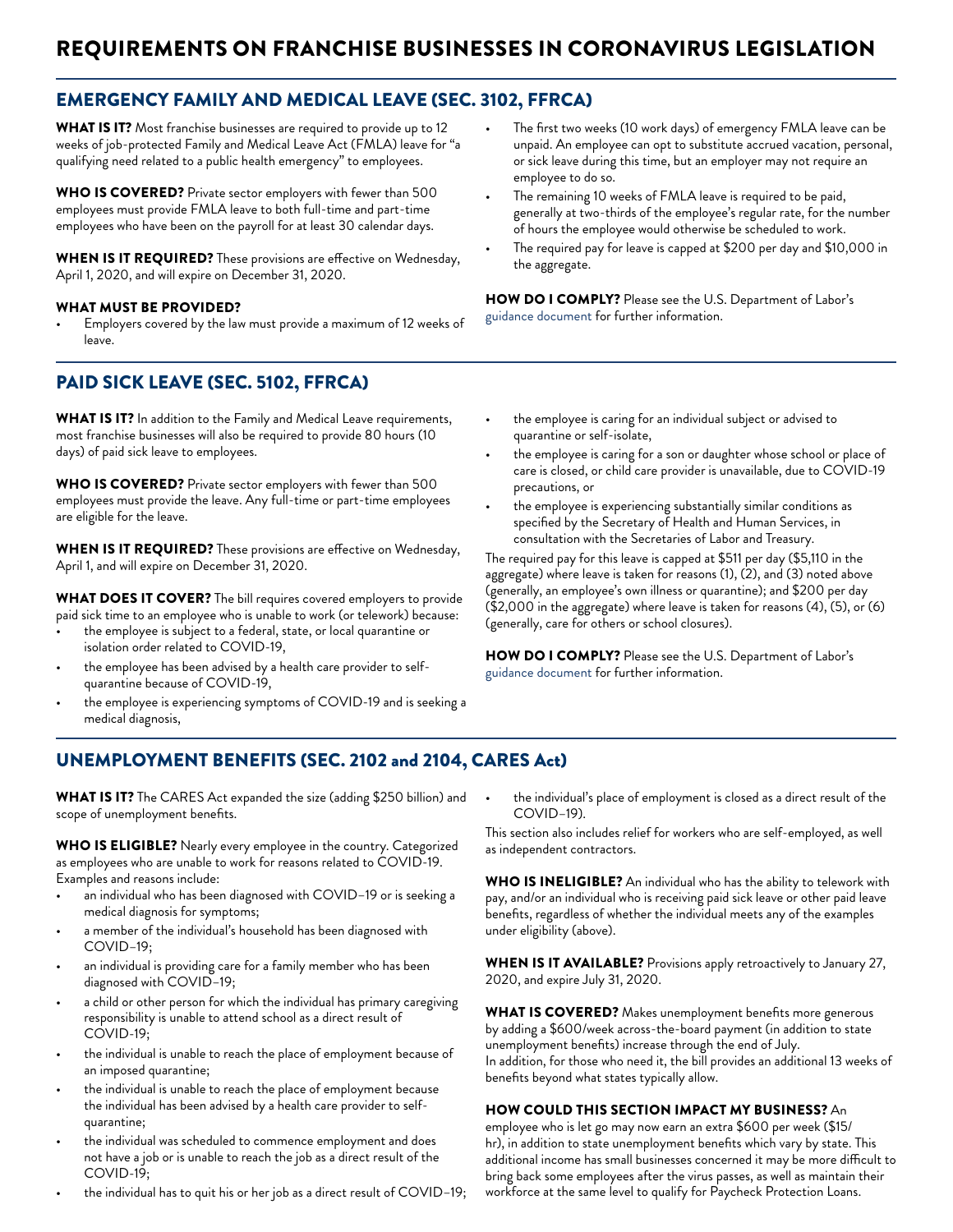# REQUIREMENTS ON FRANCHISE BUSINESSES IN CORONAVIRUS LEGISLATION

## EMERGENCY FAMILY AND MEDICAL LEAVE (SEC. 3102, FFRCA)

**WHAT IS IT?** Most franchise businesses are required to provide up to 12 weeks of job-protected Family and Medical Leave Act (FMLA) leave for "a qualifying need related to a public health emergency" to employees.

**WHO IS COVERED?** Private sector employers with fewer than 500 employees must provide FMLA leave to both full-time and part-time employees who have been on the payroll for at least 30 calendar days.

**WHEN IS IT REQUIRED?** These provisions are effective on Wednesday, April 1, 2020, and will expire on December 31, 2020.

**WHAT MUST BE PROVIDED?**

- Employers covered by the law must provide a maximum of 12 weeks of leave.
- The first two weeks (10 work days) of emergency FMLA leave can be unpaid. An employee can opt to substitute accrued vacation, personal, or sick leave during this time, but an employer may not require an employee to do so.
- The remaining 10 weeks of FMLA leave is required to be paid, generally at two-thirds of the employee's regular rate, for the number of hours the employee would otherwise be scheduled to work.
- The required pay for leave is capped at $200 per day and $10,000 in the aggregate.

**HOW DO I COMPLY?** Please see the U.S. Department of Labor's guidance document for further information.

## PAID SICK LEAVE (SEC. 5102, FFRCA)

**WHAT IS IT?** In addition to the Family and Medical Leave requirements, most franchise businesses will also be required to provide 80 hours (10 days) of paid sick leave to employees.

**WHO IS COVERED?** Private sector employers with fewer than 500 employees must provide the leave. Any full-time or part-time employees are eligible for the leave.

**WHEN IS IT REQUIRED?** These provisions are effective on Wednesday, April 1, and will expire on December 31, 2020.

**WHAT DOES IT COVER?** The bill requires covered employers to provide paid sick time to an employee who is unable to work (or telework) because:

- the employee is subject to a federal, state, or local quarantine or isolation order related to COVID-19,
- the employee has been advised by a health care provider to self-quarantine because of COVID-19,
- the employee is experiencing symptoms of COVID-19 and is seeking a medical diagnosis,
- the employee is caring for an individual subject or advised to quarantine or self-isolate,
- the employee is caring for a son or daughter whose school or place of care is closed, or child care provider is unavailable, due to COVID-19 precautions, or
- the employee is experiencing substantially similar conditions as specified by the Secretary of Health and Human Services, in consultation with the Secretaries of Labor and Treasury.

The required pay for this leave is capped at $511 per day ($5,110 in the aggregate) where leave is taken for reasons (1), (2), and (3) noted above (generally, an employee's own illness or quarantine); and $200 per day ($2,000 in the aggregate) where leave is taken for reasons (4), (5), or (6) (generally, care for others or school closures).

**HOW DO I COMPLY?** Please see the U.S. Department of Labor's guidance document for further information.

## UNEMPLOYMENT BENEFITS (SEC. 2102 and 2104, CARES Act)

**WHAT IS IT?** The CARES Act expanded the size (adding $250 billion) and scope of unemployment benefits.

**WHO IS ELIGIBLE?** Nearly every employee in the country. Categorized as employees who are unable to work for reasons related to COVID-19. Examples and reasons include:

- an individual who has been diagnosed with COVID–19 or is seeking a medical diagnosis for symptoms;
- a member of the individual's household has been diagnosed with COVID–19;
- an individual is providing care for a family member who has been diagnosed with COVID–19;
- a child or other person for which the individual has primary caregiving responsibility is unable to attend school as a direct result of COVID-19;
- the individual is unable to reach the place of employment because of an imposed quarantine;
- the individual is unable to reach the place of employment because the individual has been advised by a health care provider to self-quarantine;
- the individual was scheduled to commence employment and does not have a job or is unable to reach the job as a direct result of the COVID-19;
- the individual has to quit his or her job as a direct result of COVID–19;
- the individual's place of employment is closed as a direct result of the COVID–19).

This section also includes relief for workers who are self-employed, as well as independent contractors.

**WHO IS INELIGIBLE?** An individual who has the ability to telework with pay, and/or an individual who is receiving paid sick leave or other paid leave benefits, regardless of whether the individual meets any of the examples under eligibility (above).

**WHEN IS IT AVAILABLE?** Provisions apply retroactively to January 27, 2020, and expire July 31, 2020.

**WHAT IS COVERED?** Makes unemployment benefits more generous by adding a $600/week across-the-board payment (in addition to state unemployment benefits) increase through the end of July.
In addition, for those who need it, the bill provides an additional 13 weeks of benefits beyond what states typically allow.

**HOW COULD THIS SECTION IMPACT MY BUSINESS?** An employee who is let go may now earn an extra $600 per week ($15/hr), in addition to state unemployment benefits which vary by state. This additional income has small businesses concerned it may be more difficult to bring back some employees after the virus passes, as well as maintain their workforce at the same level to qualify for Paycheck Protection Loans.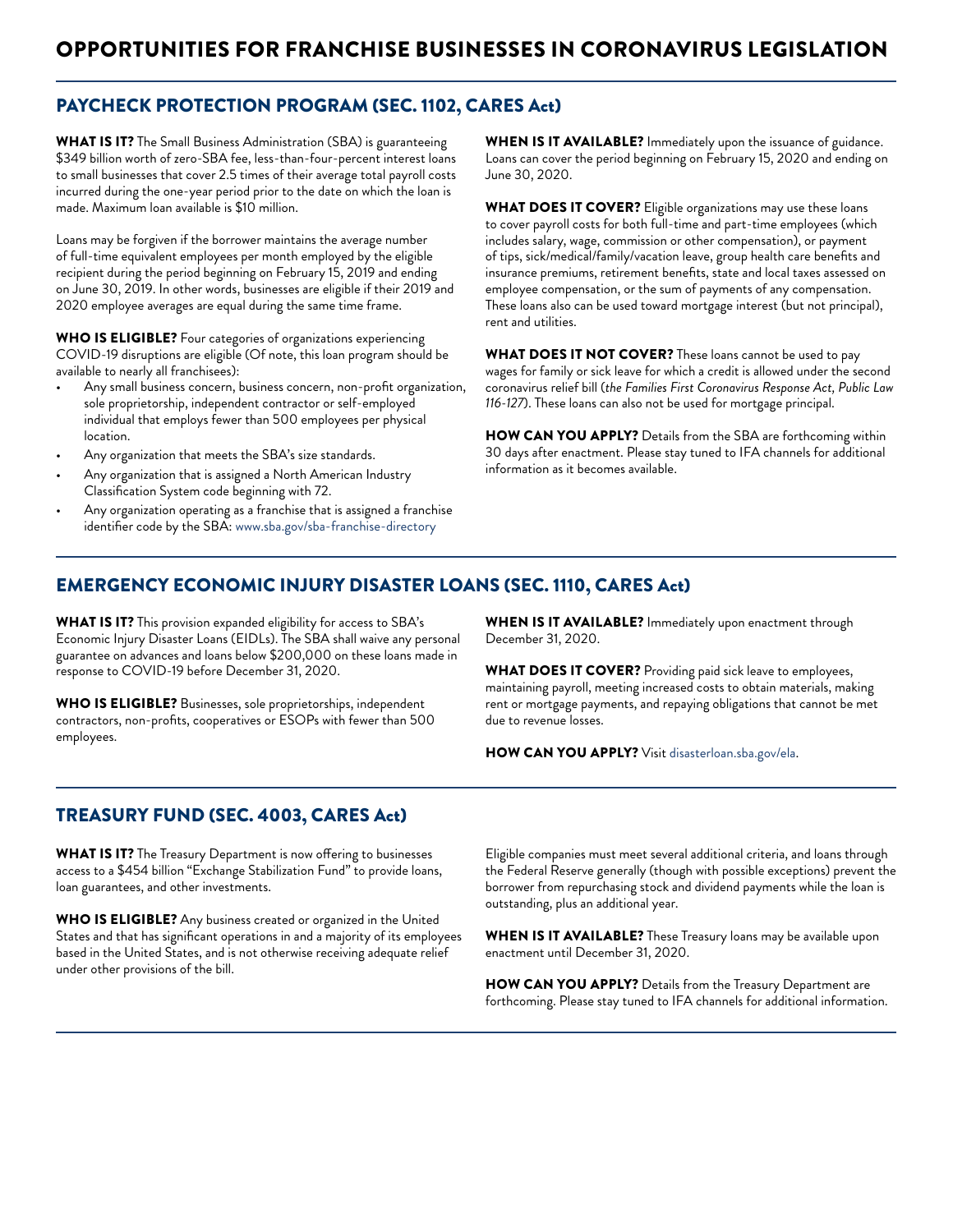# OPPORTUNITIES FOR FRANCHISE BUSINESSES IN CORONAVIRUS LEGISLATION

## PAYCHECK PROTECTION PROGRAM (SEC. 1102, CARES Act)

**WHAT IS IT?** The Small Business Administration (SBA) is guaranteeing $349 billion worth of zero-SBA fee, less-than-four-percent interest loans to small businesses that cover 2.5 times of their average total payroll costs incurred during the one-year period prior to the date on which the loan is made. Maximum loan available is $10 million.

Loans may be forgiven if the borrower maintains the average number of full-time equivalent employees per month employed by the eligible recipient during the period beginning on February 15, 2019 and ending on June 30, 2019. In other words, businesses are eligible if their 2019 and 2020 employee averages are equal during the same time frame.

**WHO IS ELIGIBLE?** Four categories of organizations experiencing COVID-19 disruptions are eligible (Of note, this loan program should be available to nearly all franchisees):

- Any small business concern, business concern, non-profit organization, sole proprietorship, independent contractor or self-employed individual that employs fewer than 500 employees per physical location.
- Any organization that meets the SBA's size standards.
- Any organization that is assigned a North American Industry Classification System code beginning with 72.
- Any organization operating as a franchise that is assigned a franchise identifier code by the SBA: www.sba.gov/sba-franchise-directory

**WHEN IS IT AVAILABLE?** Immediately upon the issuance of guidance. Loans can cover the period beginning on February 15, 2020 and ending on June 30, 2020.

**WHAT DOES IT COVER?** Eligible organizations may use these loans to cover payroll costs for both full-time and part-time employees (which includes salary, wage, commission or other compensation), or payment of tips, sick/medical/family/vacation leave, group health care benefits and insurance premiums, retirement benefits, state and local taxes assessed on employee compensation, or the sum of payments of any compensation. These loans also can be used toward mortgage interest (but not principal), rent and utilities.

**WHAT DOES IT NOT COVER?** These loans cannot be used to pay wages for family or sick leave for which a credit is allowed under the second coronavirus relief bill (*the Families First Coronavirus Response Act, Public Law 116-127*). These loans can also not be used for mortgage principal.

**HOW CAN YOU APPLY?** Details from the SBA are forthcoming within 30 days after enactment. Please stay tuned to IFA channels for additional information as it becomes available.

## EMERGENCY ECONOMIC INJURY DISASTER LOANS (SEC. 1110, CARES Act)

**WHAT IS IT?** This provision expanded eligibility for access to SBA's Economic Injury Disaster Loans (EIDLs). The SBA shall waive any personal guarantee on advances and loans below $200,000 on these loans made in response to COVID-19 before December 31, 2020.

**WHO IS ELIGIBLE?** Businesses, sole proprietorships, independent contractors, non-profits, cooperatives or ESOPs with fewer than 500 employees.

**WHEN IS IT AVAILABLE?** Immediately upon enactment through December 31, 2020.

**WHAT DOES IT COVER?** Providing paid sick leave to employees, maintaining payroll, meeting increased costs to obtain materials, making rent or mortgage payments, and repaying obligations that cannot be met due to revenue losses.

**HOW CAN YOU APPLY?** Visit disasterloan.sba.gov/ela.

## TREASURY FUND (SEC. 4003, CARES Act)

**WHAT IS IT?** The Treasury Department is now offering to businesses access to a $454 billion "Exchange Stabilization Fund" to provide loans, loan guarantees, and other investments.

**WHO IS ELIGIBLE?** Any business created or organized in the United States and that has significant operations in and a majority of its employees based in the United States, and is not otherwise receiving adequate relief under other provisions of the bill.

Eligible companies must meet several additional criteria, and loans through the Federal Reserve generally (though with possible exceptions) prevent the borrower from repurchasing stock and dividend payments while the loan is outstanding, plus an additional year.

**WHEN IS IT AVAILABLE?** These Treasury loans may be available upon enactment until December 31, 2020.

**HOW CAN YOU APPLY?** Details from the Treasury Department are forthcoming. Please stay tuned to IFA channels for additional information.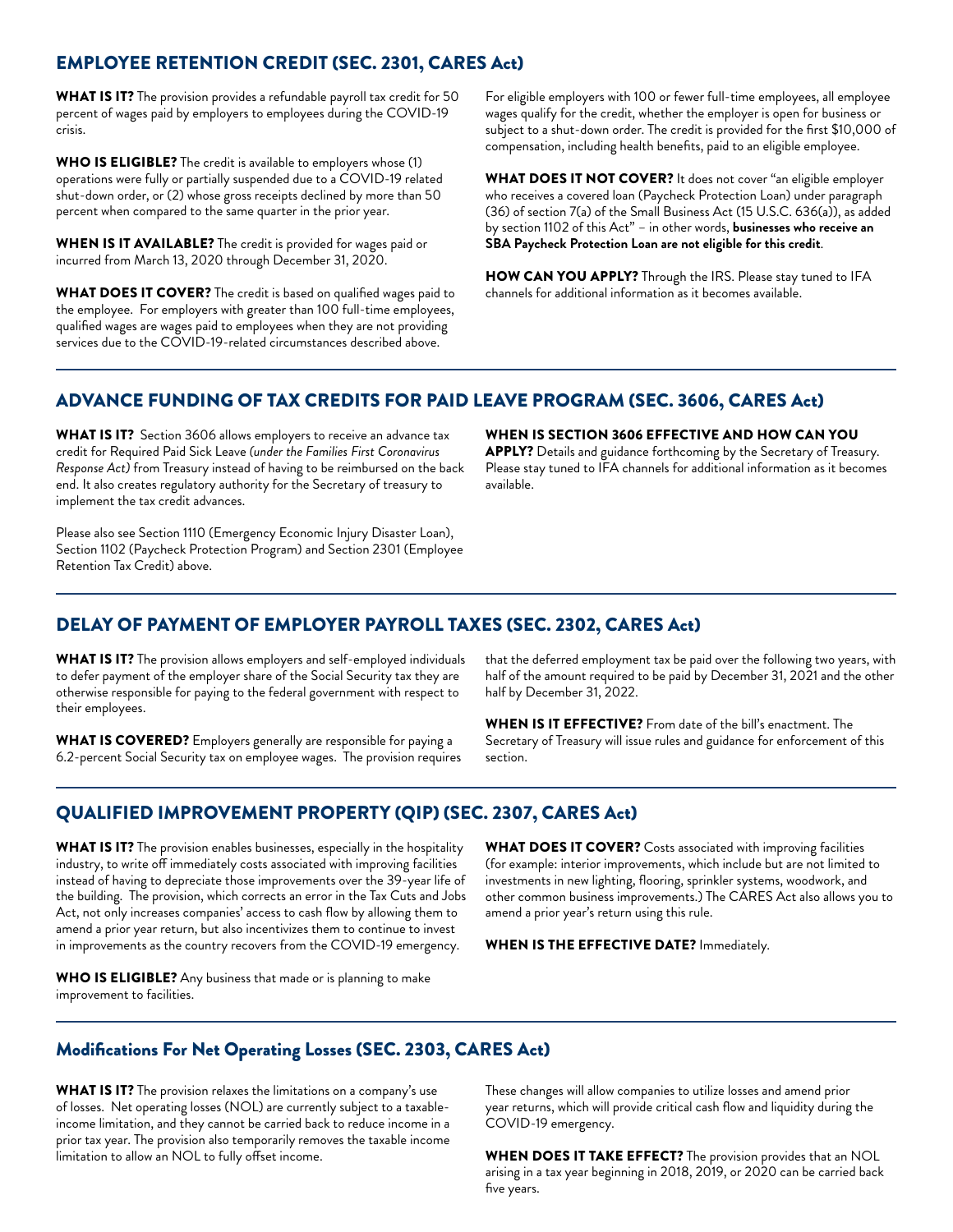## EMPLOYEE RETENTION CREDIT (SEC. 2301, CARES Act)

**WHAT IS IT?** The provision provides a refundable payroll tax credit for 50 percent of wages paid by employers to employees during the COVID-19 crisis.

**WHO IS ELIGIBLE?** The credit is available to employers whose (1) operations were fully or partially suspended due to a COVID-19 related shut-down order, or (2) whose gross receipts declined by more than 50 percent when compared to the same quarter in the prior year.

**WHEN IS IT AVAILABLE?** The credit is provided for wages paid or incurred from March 13, 2020 through December 31, 2020.

**WHAT DOES IT COVER?** The credit is based on qualified wages paid to the employee. For employers with greater than 100 full-time employees, qualified wages are wages paid to employees when they are not providing services due to the COVID-19-related circumstances described above.

For eligible employers with 100 or fewer full-time employees, all employee wages qualify for the credit, whether the employer is open for business or subject to a shut-down order. The credit is provided for the first $10,000 of compensation, including health benefits, paid to an eligible employee.

**WHAT DOES IT NOT COVER?** It does not cover "an eligible employer who receives a covered loan (Paycheck Protection Loan) under paragraph (36) of section 7(a) of the Small Business Act (15 U.S.C. 636(a)), as added by section 1102 of this Act" – in other words, **businesses who receive an SBA Paycheck Protection Loan are not eligible for this credit**.

**HOW CAN YOU APPLY?** Through the IRS. Please stay tuned to IFA channels for additional information as it becomes available.

## ADVANCE FUNDING OF TAX CREDITS FOR PAID LEAVE PROGRAM (SEC. 3606, CARES Act)

**WHAT IS IT?** Section 3606 allows employers to receive an advance tax credit for Required Paid Sick Leave *(under the Families First Coronavirus Response Act)* from Treasury instead of having to be reimbursed on the back end. It also creates regulatory authority for the Secretary of treasury to implement the tax credit advances.

Please also see Section 1110 (Emergency Economic Injury Disaster Loan), Section 1102 (Paycheck Protection Program) and Section 2301 (Employee Retention Tax Credit) above.

**WHEN IS SECTION 3606 EFFECTIVE AND HOW CAN YOU APPLY?** Details and guidance forthcoming by the Secretary of Treasury. Please stay tuned to IFA channels for additional information as it becomes available.

## DELAY OF PAYMENT OF EMPLOYER PAYROLL TAXES (SEC. 2302, CARES Act)

**WHAT IS IT?** The provision allows employers and self-employed individuals to defer payment of the employer share of the Social Security tax they are otherwise responsible for paying to the federal government with respect to their employees.

**WHAT IS COVERED?** Employers generally are responsible for paying a 6.2-percent Social Security tax on employee wages. The provision requires that the deferred employment tax be paid over the following two years, with half of the amount required to be paid by December 31, 2021 and the other half by December 31, 2022.

**WHEN IS IT EFFECTIVE?** From date of the bill's enactment. The Secretary of Treasury will issue rules and guidance for enforcement of this section.

## QUALIFIED IMPROVEMENT PROPERTY (QIP) (SEC. 2307, CARES Act)

**WHAT IS IT?** The provision enables businesses, especially in the hospitality industry, to write off immediately costs associated with improving facilities instead of having to depreciate those improvements over the 39-year life of the building. The provision, which corrects an error in the Tax Cuts and Jobs Act, not only increases companies' access to cash flow by allowing them to amend a prior year return, but also incentivizes them to continue to invest in improvements as the country recovers from the COVID-19 emergency.

**WHO IS ELIGIBLE?** Any business that made or is planning to make improvement to facilities.

**WHAT DOES IT COVER?** Costs associated with improving facilities (for example: interior improvements, which include but are not limited to investments in new lighting, flooring, sprinkler systems, woodwork, and other common business improvements.) The CARES Act also allows you to amend a prior year's return using this rule.

**WHEN IS THE EFFECTIVE DATE?** Immediately.

## Modifications For Net Operating Losses (SEC. 2303, CARES Act)

**WHAT IS IT?** The provision relaxes the limitations on a company's use of losses. Net operating losses (NOL) are currently subject to a taxable-income limitation, and they cannot be carried back to reduce income in a prior tax year. The provision also temporarily removes the taxable income limitation to allow an NOL to fully offset income.

These changes will allow companies to utilize losses and amend prior year returns, which will provide critical cash flow and liquidity during the COVID-19 emergency.

**WHEN DOES IT TAKE EFFECT?** The provision provides that an NOL arising in a tax year beginning in 2018, 2019, or 2020 can be carried back five years.